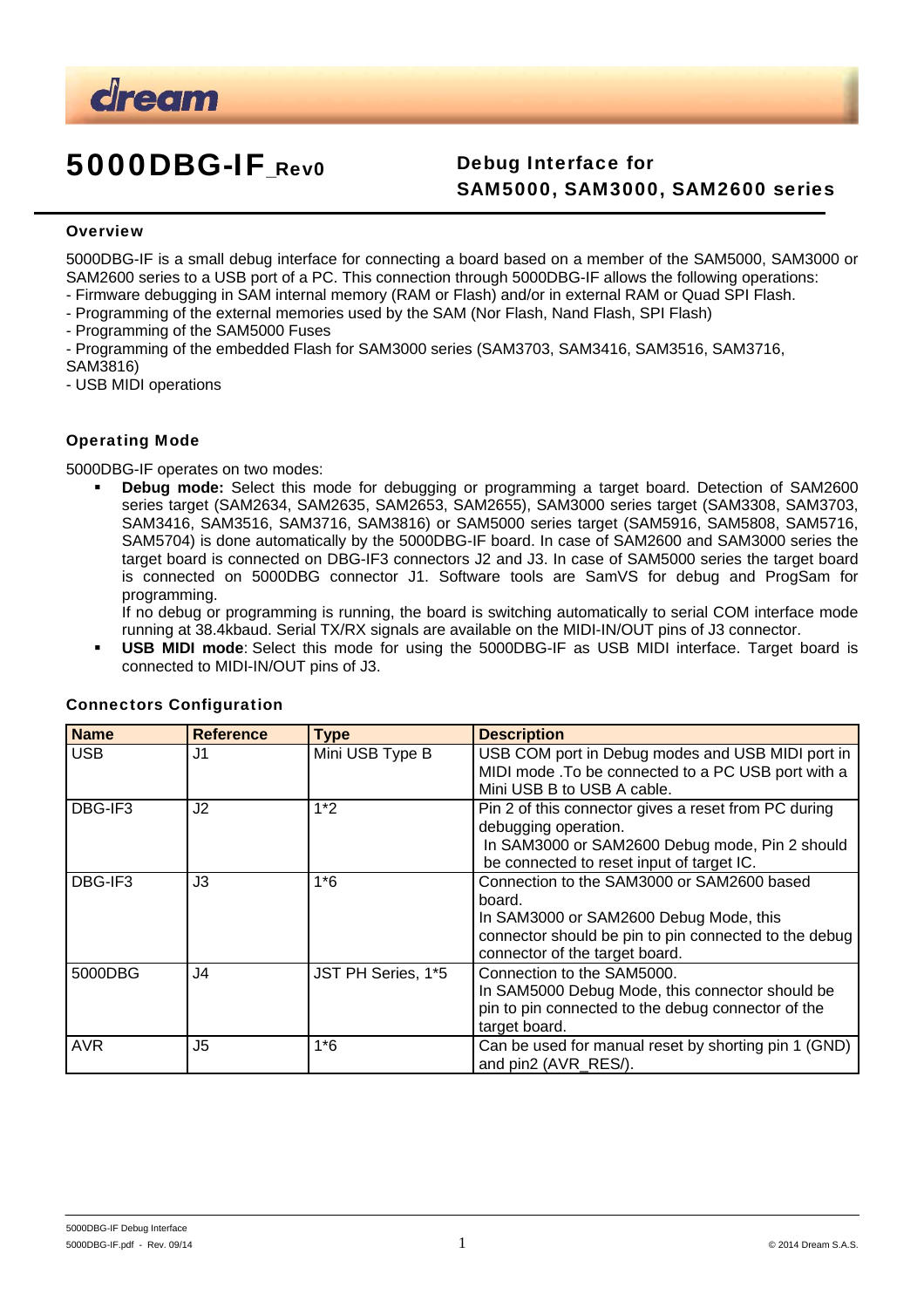dream

# 5000DBG-IF_Rev0

## Debug Interface for SAM5000, SAM3000, SAM2600 series

### Overview

5000DBG-IF is a small debug interface for connecting a board based on a member of the SAM5000, SAM3000 or SAM2600 series to a USB port of a PC. This connection through 5000DBG-IF allows the following operations:
- Firmware debugging in SAM internal memory (RAM or Flash) and/or in external RAM or Quad SPI Flash.
- Programming of the external memories used by the SAM (Nor Flash, Nand Flash, SPI Flash)
- Programming of the SAM5000 Fuses
- Programming of the embedded Flash for SAM3000 series (SAM3703, SAM3416, SAM3516, SAM3716, SAM3816)
- USB MIDI operations

### Operating Mode

5000DBG-IF operates on two modes:

- **Debug mode:** Select this mode for debugging or programming a target board. Detection of SAM2600 series target (SAM2634, SAM2635, SAM2653, SAM2655), SAM3000 series target (SAM3308, SAM3703, SAM3416, SAM3516, SAM3716, SAM3816) or SAM5000 series target (SAM5916, SAM5808, SAM5716, SAM5704) is done automatically by the 5000DBG-IF board. In case of SAM2600 and SAM3000 series the target board is connected on DBG-IF3 connectors J2 and J3. In case of SAM5000 series the target board is connected on 5000DBG connector J1. Software tools are SamVS for debug and ProgSam for programming.
  If no debug or programming is running, the board is switching automatically to serial COM interface mode running at 38.4kbaud. Serial TX/RX signals are available on the MIDI-IN/OUT pins of J3 connector.
- **USB MIDI mode**: Select this mode for using the 5000DBG-IF as USB MIDI interface. Target board is connected to MIDI-IN/OUT pins of J3.

### Connectors Configuration

| Name | Reference | Type | Description |
|---|---|---|---|
| USB | J1 | Mini USB Type B | USB COM port in Debug modes and USB MIDI port in MIDI mode .To be connected to a PC USB port with a Mini USB B to USB A cable. |
| DBG-IF3 | J2 | 1*2 | Pin 2 of this connector gives a reset from PC during debugging operation. In SAM3000 or SAM2600 Debug mode, Pin 2 should be connected to reset input of target IC. |
| DBG-IF3 | J3 | 1*6 | Connection to the SAM3000 or SAM2600 based board. In SAM3000 or SAM2600 Debug Mode, this connector should be pin to pin connected to the debug connector of the target board. |
| 5000DBG | J4 | JST PH Series, 1*5 | Connection to the SAM5000. In SAM5000 Debug Mode, this connector should be pin to pin connected to the debug connector of the target board. |
| AVR | J5 | 1*6 | Can be used for manual reset by shorting pin 1 (GND) and pin2 (AVR_RES/). |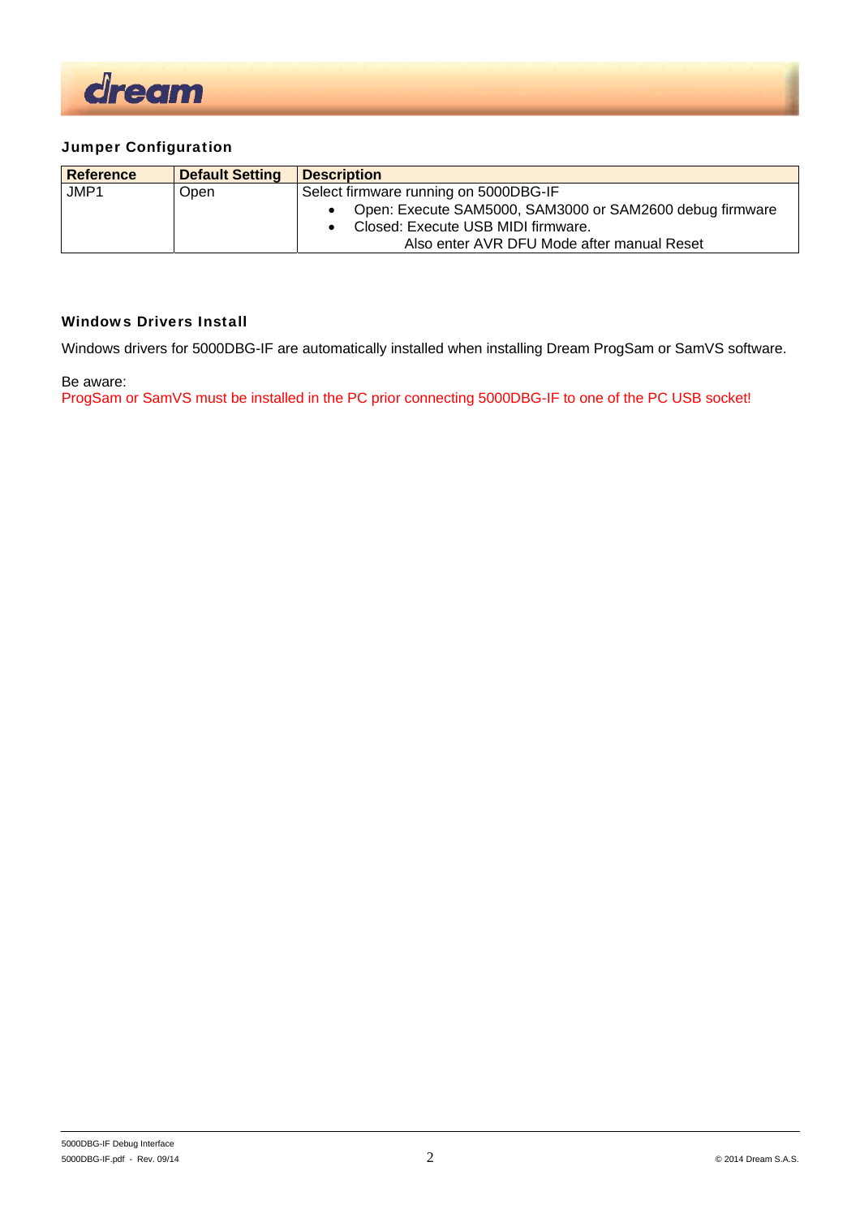### Jumper Configuration

| Reference | Default Setting | Description |
|---|---|---|
| JMP1 | Open | Select firmware running on 5000DBG-IF<br>• Open: Execute SAM5000, SAM3000 or SAM2600 debug firmware<br>• Closed: Execute USB MIDI firmware.<br>Also enter AVR DFU Mode after manual Reset |

### Windows Drivers Install

Windows drivers for 5000DBG-IF are automatically installed when installing Dream ProgSam or SamVS software.

Be aware:
ProgSam or SamVS must be installed in the PC prior connecting 5000DBG-IF to one of the PC USB socket!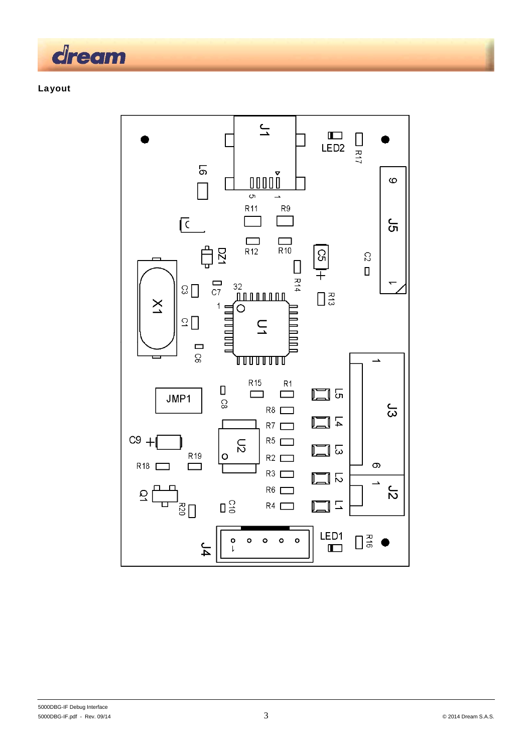## Layout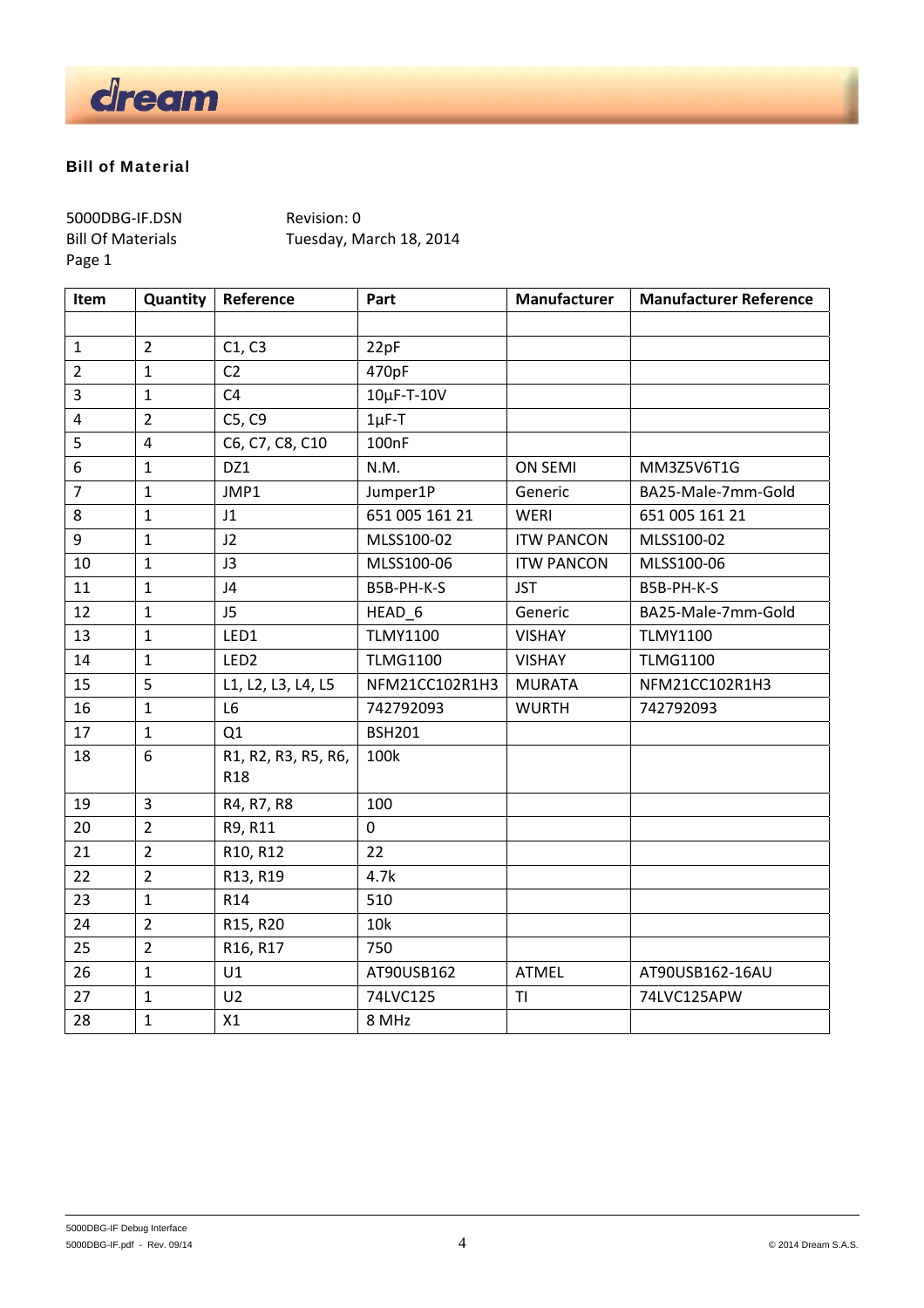dream

## Bill of Material

5000DBG-IF.DSN Revision: 0
Bill Of Materials Tuesday, March 18, 2014
Page 1

| Item | Quantity | Reference | Part | Manufacturer | Manufacturer Reference |
|---|---|---|---|---|---|
| | | | | | |
| 1 | 2 | C1, C3 | 22pF | | |
| 2 | 1 | C2 | 470pF | | |
| 3 | 1 | C4 | 10µF-T-10V | | |
| 4 | 2 | C5, C9 | 1µF-T | | |
| 5 | 4 | C6, C7, C8, C10 | 100nF | | |
| 6 | 1 | DZ1 | N.M. | ON SEMI | MM3Z5V6T1G |
| 7 | 1 | JMP1 | Jumper1P | Generic | BA25-Male-7mm-Gold |
| 8 | 1 | J1 | 651 005 161 21 | WERI | 651 005 161 21 |
| 9 | 1 | J2 | MLSS100-02 | ITW PANCON | MLSS100-02 |
| 10 | 1 | J3 | MLSS100-06 | ITW PANCON | MLSS100-06 |
| 11 | 1 | J4 | B5B-PH-K-S | JST | B5B-PH-K-S |
| 12 | 1 | J5 | HEAD_6 | Generic | BA25-Male-7mm-Gold |
| 13 | 1 | LED1 | TLMY1100 | VISHAY | TLMY1100 |
| 14 | 1 | LED2 | TLMG1100 | VISHAY | TLMG1100 |
| 15 | 5 | L1, L2, L3, L4, L5 | NFM21CC102R1H3 | MURATA | NFM21CC102R1H3 |
| 16 | 1 | L6 | 742792093 | WURTH | 742792093 |
| 17 | 1 | Q1 | BSH201 | | |
| 18 | 6 | R1, R2, R3, R5, R6, R18 | 100k | | |
| 19 | 3 | R4, R7, R8 | 100 | | |
| 20 | 2 | R9, R11 | 0 | | |
| 21 | 2 | R10, R12 | 22 | | |
| 22 | 2 | R13, R19 | 4.7k | | |
| 23 | 1 | R14 | 510 | | |
| 24 | 2 | R15, R20 | 10k | | |
| 25 | 2 | R16, R17 | 750 | | |
| 26 | 1 | U1 | AT90USB162 | ATMEL | AT90USB162-16AU |
| 27 | 1 | U2 | 74LVC125 | TI | 74LVC125APW |
| 28 | 1 | X1 | 8 MHz | | |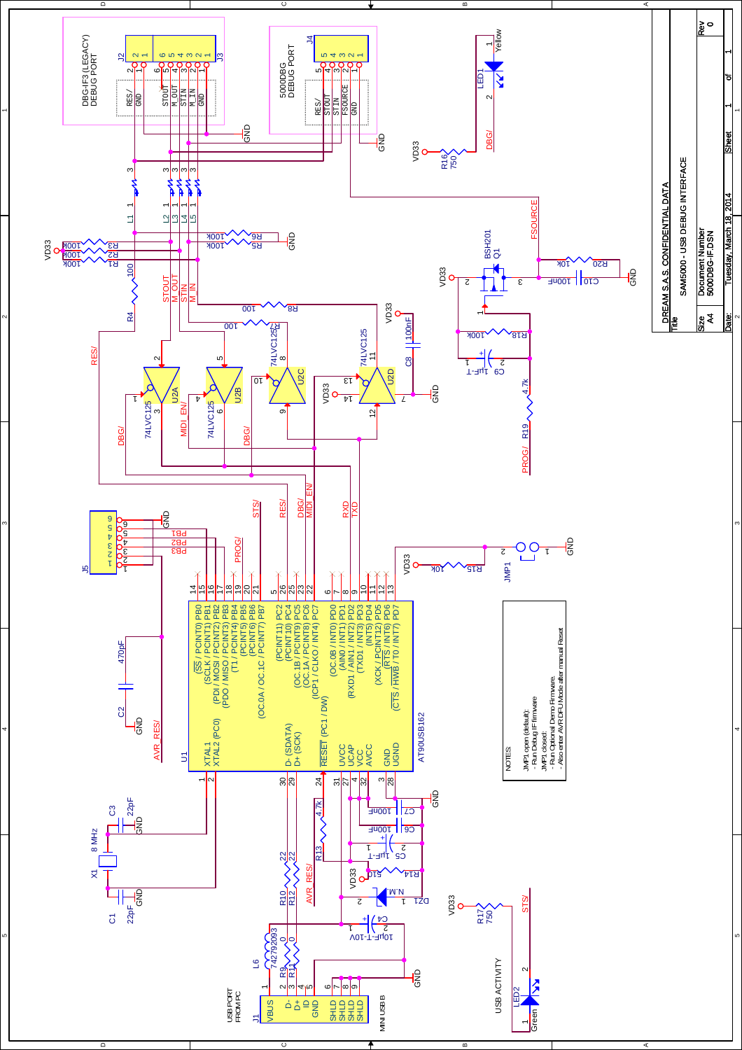DREAM S.A.S. CONFIDENTIAL DATA

| Title | SAM5000 - USB DEBUG INTERFACE | | |
|---|---|---|---|
| Size | Document Number | | Rev |
| A4 | 5000DBG-IF.DSN | | 0 |
| Date: | Tuesday, March 18, 2014 | Sheet 1 of 1 | |

NOTES:

JMP1 open (default):
- Run Debug IF firmware

JMP1 closed:
- Run Optional Demo Firmware.
- Also enter AVR DFU Mode after manual Reset

DBG-IF3 (LEGACY) DEBUG PORT

5000DBG DEBUG PORT

USB PORT FROM PC

MINI USB B

USB ACTIVITY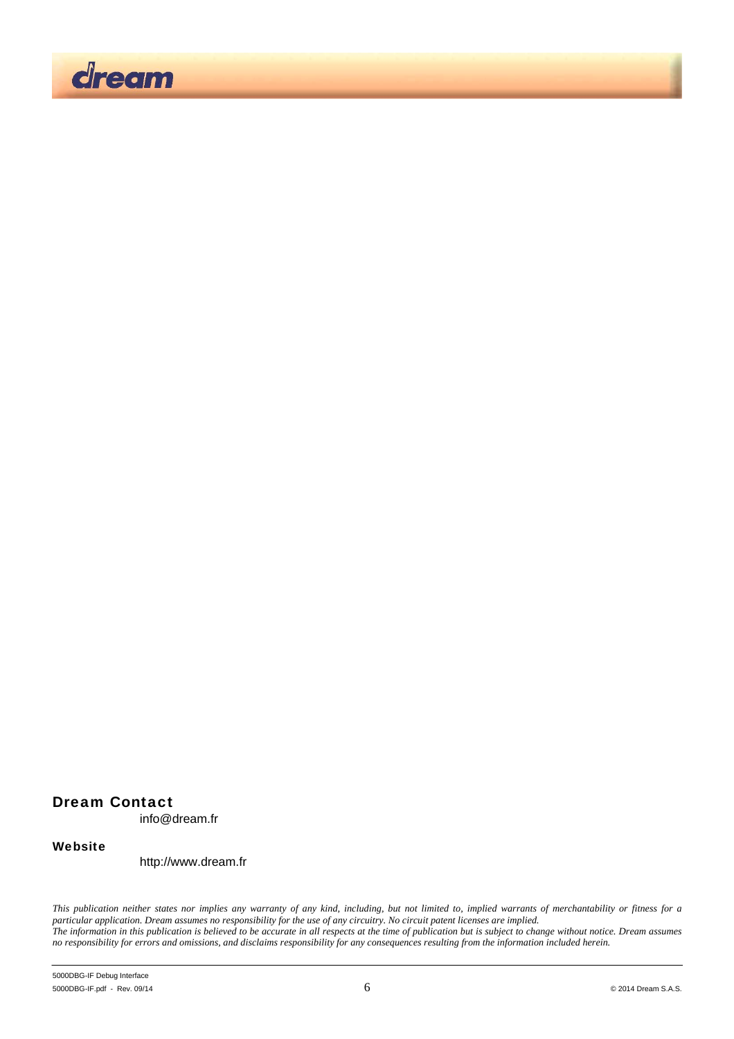## Dream Contact

info@dream.fr

### Website

http://www.dream.fr

*This publication neither states nor implies any warranty of any kind, including, but not limited to, implied warrants of merchantability or fitness for a particular application. Dream assumes no responsibility for the use of any circuitry. No circuit patent licenses are implied.*
*The information in this publication is believed to be accurate in all respects at the time of publication but is subject to change without notice. Dream assumes no responsibility for errors and omissions, and disclaims responsibility for any consequences resulting from the information included herein.*